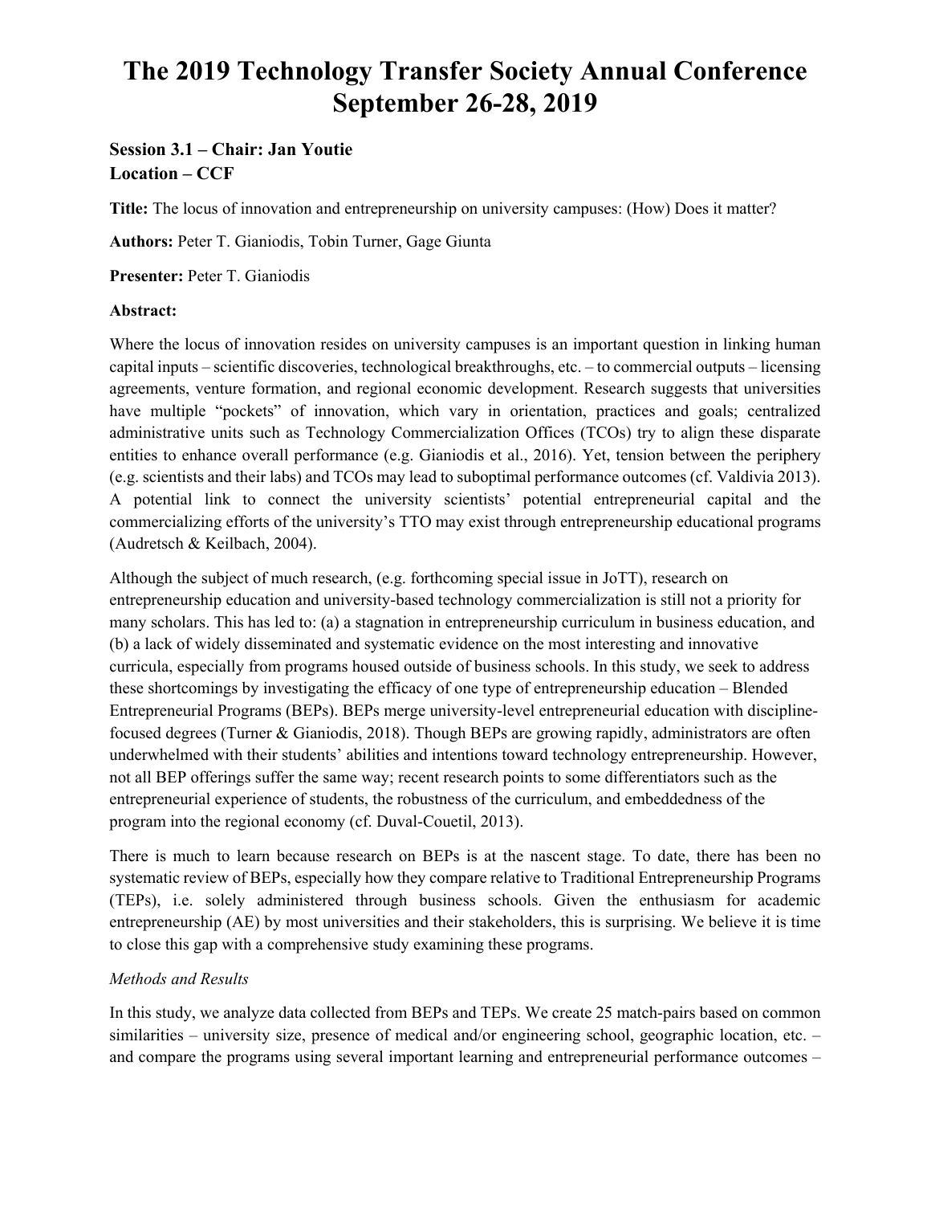# The 2019 Technology Transfer Society Annual Conference September 26-28, 2019

### Session 3.1 – Chair: Jan Youtie
### Location – CCF

**Title:** The locus of innovation and entrepreneurship on university campuses: (How) Does it matter?

**Authors:** Peter T. Gianiodis, Tobin Turner, Gage Giunta

**Presenter:** Peter T. Gianiodis

**Abstract:**

Where the locus of innovation resides on university campuses is an important question in linking human capital inputs – scientific discoveries, technological breakthroughs, etc. – to commercial outputs – licensing agreements, venture formation, and regional economic development. Research suggests that universities have multiple "pockets" of innovation, which vary in orientation, practices and goals; centralized administrative units such as Technology Commercialization Offices (TCOs) try to align these disparate entities to enhance overall performance (e.g. Gianiodis et al., 2016). Yet, tension between the periphery (e.g. scientists and their labs) and TCOs may lead to suboptimal performance outcomes (cf. Valdivia 2013). A potential link to connect the university scientists' potential entrepreneurial capital and the commercializing efforts of the university's TTO may exist through entrepreneurship educational programs (Audretsch & Keilbach, 2004).

Although the subject of much research, (e.g. forthcoming special issue in JoTT), research on entrepreneurship education and university-based technology commercialization is still not a priority for many scholars. This has led to: (a) a stagnation in entrepreneurship curriculum in business education, and (b) a lack of widely disseminated and systematic evidence on the most interesting and innovative curricula, especially from programs housed outside of business schools. In this study, we seek to address these shortcomings by investigating the efficacy of one type of entrepreneurship education – Blended Entrepreneurial Programs (BEPs). BEPs merge university-level entrepreneurial education with discipline-focused degrees (Turner & Gianiodis, 2018). Though BEPs are growing rapidly, administrators are often underwhelmed with their students' abilities and intentions toward technology entrepreneurship. However, not all BEP offerings suffer the same way; recent research points to some differentiators such as the entrepreneurial experience of students, the robustness of the curriculum, and embeddedness of the program into the regional economy (cf. Duval-Couetil, 2013).

There is much to learn because research on BEPs is at the nascent stage. To date, there has been no systematic review of BEPs, especially how they compare relative to Traditional Entrepreneurship Programs (TEPs), i.e. solely administered through business schools. Given the enthusiasm for academic entrepreneurship (AE) by most universities and their stakeholders, this is surprising. We believe it is time to close this gap with a comprehensive study examining these programs.

*Methods and Results*

In this study, we analyze data collected from BEPs and TEPs. We create 25 match-pairs based on common similarities – university size, presence of medical and/or engineering school, geographic location, etc. – and compare the programs using several important learning and entrepreneurial performance outcomes –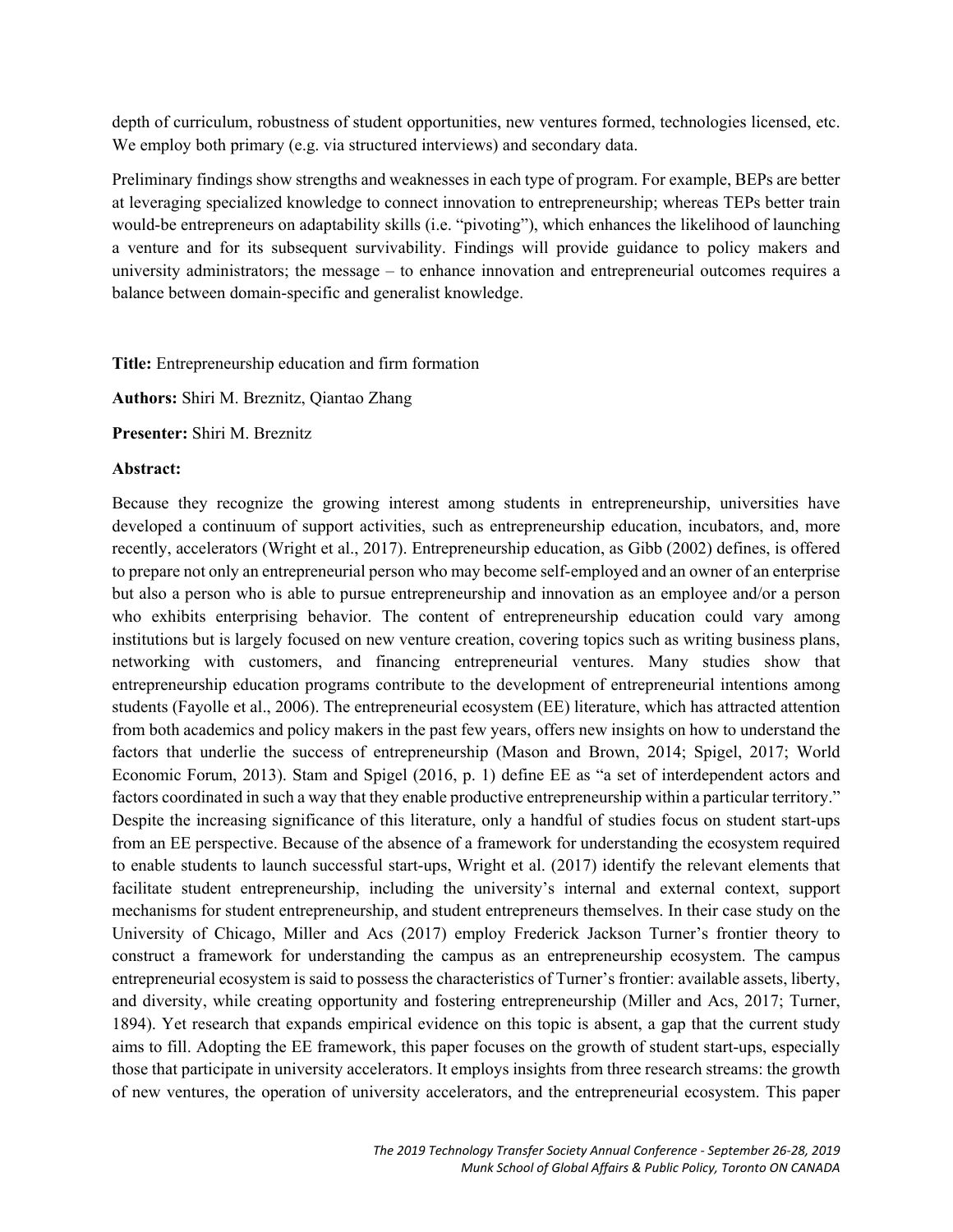depth of curriculum, robustness of student opportunities, new ventures formed, technologies licensed, etc. We employ both primary (e.g. via structured interviews) and secondary data.

Preliminary findings show strengths and weaknesses in each type of program. For example, BEPs are better at leveraging specialized knowledge to connect innovation to entrepreneurship; whereas TEPs better train would-be entrepreneurs on adaptability skills (i.e. "pivoting"), which enhances the likelihood of launching a venture and for its subsequent survivability. Findings will provide guidance to policy makers and university administrators; the message – to enhance innovation and entrepreneurial outcomes requires a balance between domain-specific and generalist knowledge.

**Title:** Entrepreneurship education and firm formation

**Authors:** Shiri M. Breznitz, Qiantao Zhang

**Presenter:** Shiri M. Breznitz

**Abstract:**

Because they recognize the growing interest among students in entrepreneurship, universities have developed a continuum of support activities, such as entrepreneurship education, incubators, and, more recently, accelerators (Wright et al., 2017). Entrepreneurship education, as Gibb (2002) defines, is offered to prepare not only an entrepreneurial person who may become self-employed and an owner of an enterprise but also a person who is able to pursue entrepreneurship and innovation as an employee and/or a person who exhibits enterprising behavior. The content of entrepreneurship education could vary among institutions but is largely focused on new venture creation, covering topics such as writing business plans, networking with customers, and financing entrepreneurial ventures. Many studies show that entrepreneurship education programs contribute to the development of entrepreneurial intentions among students (Fayolle et al., 2006). The entrepreneurial ecosystem (EE) literature, which has attracted attention from both academics and policy makers in the past few years, offers new insights on how to understand the factors that underlie the success of entrepreneurship (Mason and Brown, 2014; Spigel, 2017; World Economic Forum, 2013). Stam and Spigel (2016, p. 1) define EE as "a set of interdependent actors and factors coordinated in such a way that they enable productive entrepreneurship within a particular territory." Despite the increasing significance of this literature, only a handful of studies focus on student start-ups from an EE perspective. Because of the absence of a framework for understanding the ecosystem required to enable students to launch successful start-ups, Wright et al. (2017) identify the relevant elements that facilitate student entrepreneurship, including the university's internal and external context, support mechanisms for student entrepreneurship, and student entrepreneurs themselves. In their case study on the University of Chicago, Miller and Acs (2017) employ Frederick Jackson Turner's frontier theory to construct a framework for understanding the campus as an entrepreneurship ecosystem. The campus entrepreneurial ecosystem is said to possess the characteristics of Turner's frontier: available assets, liberty, and diversity, while creating opportunity and fostering entrepreneurship (Miller and Acs, 2017; Turner, 1894). Yet research that expands empirical evidence on this topic is absent, a gap that the current study aims to fill. Adopting the EE framework, this paper focuses on the growth of student start-ups, especially those that participate in university accelerators. It employs insights from three research streams: the growth of new ventures, the operation of university accelerators, and the entrepreneurial ecosystem. This paper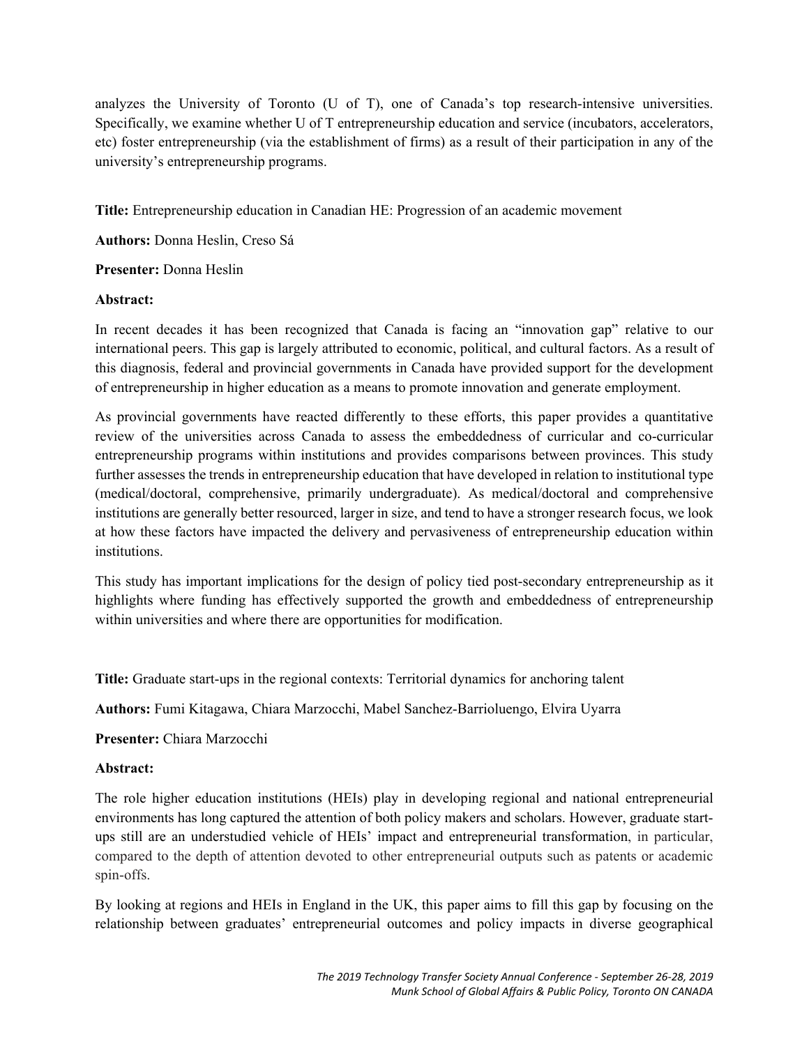analyzes the University of Toronto (U of T), one of Canada's top research-intensive universities. Specifically, we examine whether U of T entrepreneurship education and service (incubators, accelerators, etc) foster entrepreneurship (via the establishment of firms) as a result of their participation in any of the university's entrepreneurship programs.

**Title:** Entrepreneurship education in Canadian HE: Progression of an academic movement

**Authors:** Donna Heslin, Creso Sá

**Presenter:** Donna Heslin

**Abstract:**

In recent decades it has been recognized that Canada is facing an "innovation gap" relative to our international peers. This gap is largely attributed to economic, political, and cultural factors. As a result of this diagnosis, federal and provincial governments in Canada have provided support for the development of entrepreneurship in higher education as a means to promote innovation and generate employment.

As provincial governments have reacted differently to these efforts, this paper provides a quantitative review of the universities across Canada to assess the embeddedness of curricular and co-curricular entrepreneurship programs within institutions and provides comparisons between provinces. This study further assesses the trends in entrepreneurship education that have developed in relation to institutional type (medical/doctoral, comprehensive, primarily undergraduate). As medical/doctoral and comprehensive institutions are generally better resourced, larger in size, and tend to have a stronger research focus, we look at how these factors have impacted the delivery and pervasiveness of entrepreneurship education within institutions.

This study has important implications for the design of policy tied post-secondary entrepreneurship as it highlights where funding has effectively supported the growth and embeddedness of entrepreneurship within universities and where there are opportunities for modification.

**Title:** Graduate start-ups in the regional contexts: Territorial dynamics for anchoring talent

**Authors:** Fumi Kitagawa, Chiara Marzocchi, Mabel Sanchez-Barrioluengo, Elvira Uyarra

**Presenter:** Chiara Marzocchi

**Abstract:**

The role higher education institutions (HEIs) play in developing regional and national entrepreneurial environments has long captured the attention of both policy makers and scholars. However, graduate start-ups still are an understudied vehicle of HEIs' impact and entrepreneurial transformation, in particular, compared to the depth of attention devoted to other entrepreneurial outputs such as patents or academic spin-offs.

By looking at regions and HEIs in England in the UK, this paper aims to fill this gap by focusing on the relationship between graduates' entrepreneurial outcomes and policy impacts in diverse geographical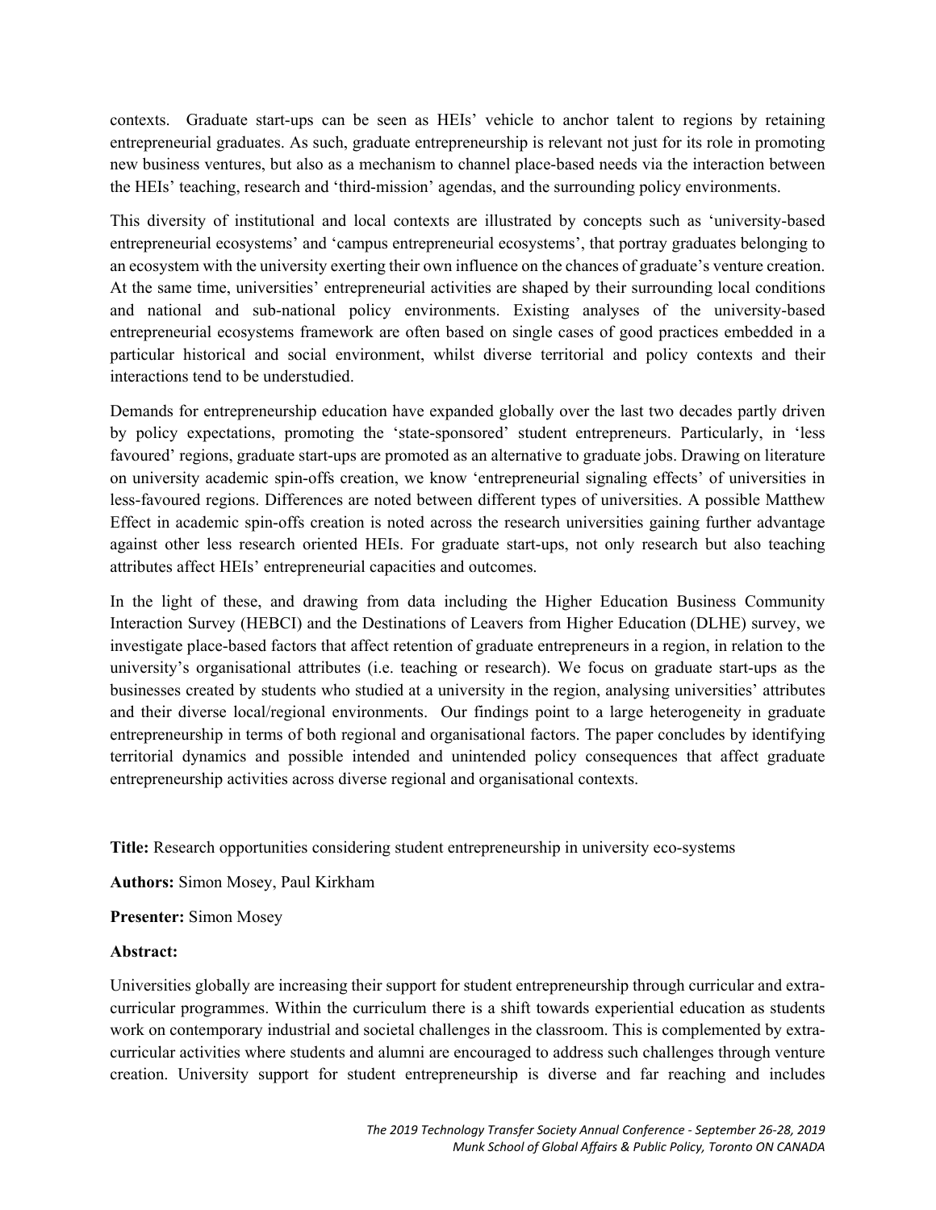contexts. Graduate start-ups can be seen as HEIs' vehicle to anchor talent to regions by retaining entrepreneurial graduates. As such, graduate entrepreneurship is relevant not just for its role in promoting new business ventures, but also as a mechanism to channel place-based needs via the interaction between the HEIs' teaching, research and 'third-mission' agendas, and the surrounding policy environments.

This diversity of institutional and local contexts are illustrated by concepts such as 'university-based entrepreneurial ecosystems' and 'campus entrepreneurial ecosystems', that portray graduates belonging to an ecosystem with the university exerting their own influence on the chances of graduate's venture creation. At the same time, universities' entrepreneurial activities are shaped by their surrounding local conditions and national and sub-national policy environments. Existing analyses of the university-based entrepreneurial ecosystems framework are often based on single cases of good practices embedded in a particular historical and social environment, whilst diverse territorial and policy contexts and their interactions tend to be understudied.

Demands for entrepreneurship education have expanded globally over the last two decades partly driven by policy expectations, promoting the 'state-sponsored' student entrepreneurs. Particularly, in 'less favoured' regions, graduate start-ups are promoted as an alternative to graduate jobs. Drawing on literature on university academic spin-offs creation, we know 'entrepreneurial signaling effects' of universities in less-favoured regions. Differences are noted between different types of universities. A possible Matthew Effect in academic spin-offs creation is noted across the research universities gaining further advantage against other less research oriented HEIs. For graduate start-ups, not only research but also teaching attributes affect HEIs' entrepreneurial capacities and outcomes.

In the light of these, and drawing from data including the Higher Education Business Community Interaction Survey (HEBCI) and the Destinations of Leavers from Higher Education (DLHE) survey, we investigate place-based factors that affect retention of graduate entrepreneurs in a region, in relation to the university's organisational attributes (i.e. teaching or research). We focus on graduate start-ups as the businesses created by students who studied at a university in the region, analysing universities' attributes and their diverse local/regional environments. Our findings point to a large heterogeneity in graduate entrepreneurship in terms of both regional and organisational factors. The paper concludes by identifying territorial dynamics and possible intended and unintended policy consequences that affect graduate entrepreneurship activities across diverse regional and organisational contexts.

**Title:** Research opportunities considering student entrepreneurship in university eco-systems

**Authors:** Simon Mosey, Paul Kirkham

**Presenter:** Simon Mosey

**Abstract:**

Universities globally are increasing their support for student entrepreneurship through curricular and extra-curricular programmes. Within the curriculum there is a shift towards experiential education as students work on contemporary industrial and societal challenges in the classroom. This is complemented by extra-curricular activities where students and alumni are encouraged to address such challenges through venture creation. University support for student entrepreneurship is diverse and far reaching and includes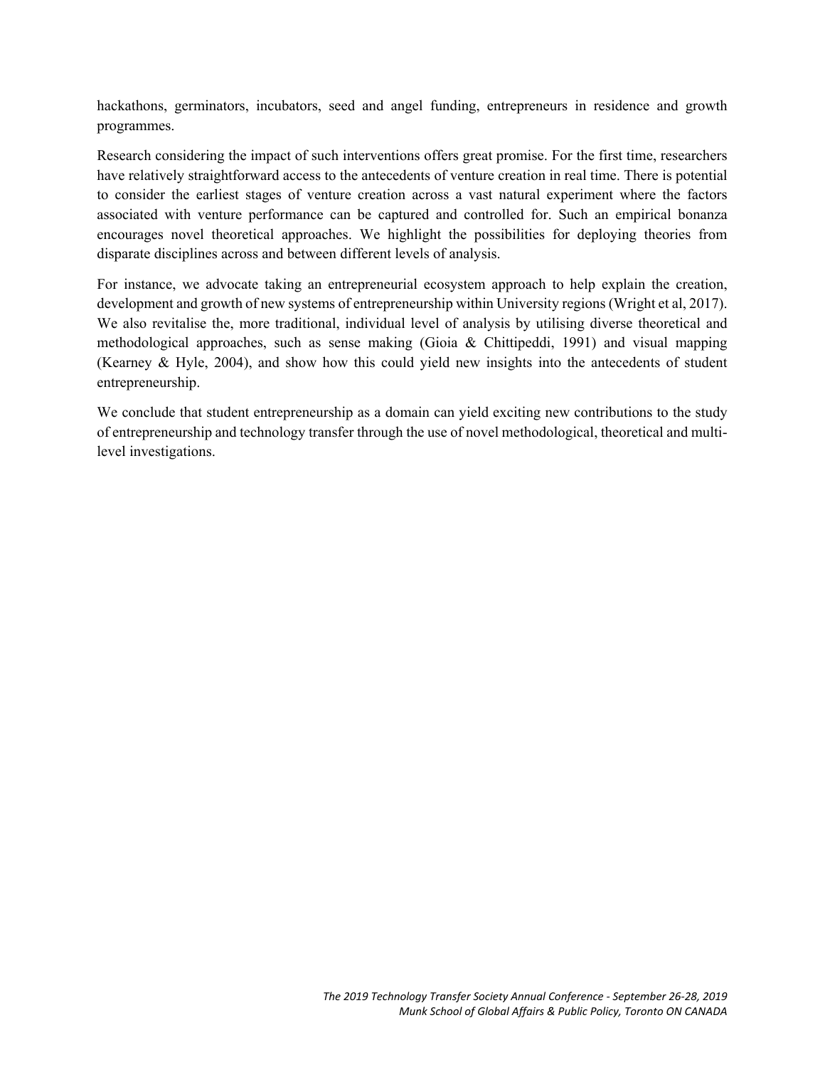hackathons, germinators, incubators, seed and angel funding, entrepreneurs in residence and growth programmes.

Research considering the impact of such interventions offers great promise. For the first time, researchers have relatively straightforward access to the antecedents of venture creation in real time. There is potential to consider the earliest stages of venture creation across a vast natural experiment where the factors associated with venture performance can be captured and controlled for. Such an empirical bonanza encourages novel theoretical approaches. We highlight the possibilities for deploying theories from disparate disciplines across and between different levels of analysis.

For instance, we advocate taking an entrepreneurial ecosystem approach to help explain the creation, development and growth of new systems of entrepreneurship within University regions (Wright et al, 2017). We also revitalise the, more traditional, individual level of analysis by utilising diverse theoretical and methodological approaches, such as sense making (Gioia & Chittipeddi, 1991) and visual mapping (Kearney & Hyle, 2004), and show how this could yield new insights into the antecedents of student entrepreneurship.

We conclude that student entrepreneurship as a domain can yield exciting new contributions to the study of entrepreneurship and technology transfer through the use of novel methodological, theoretical and multi-level investigations.